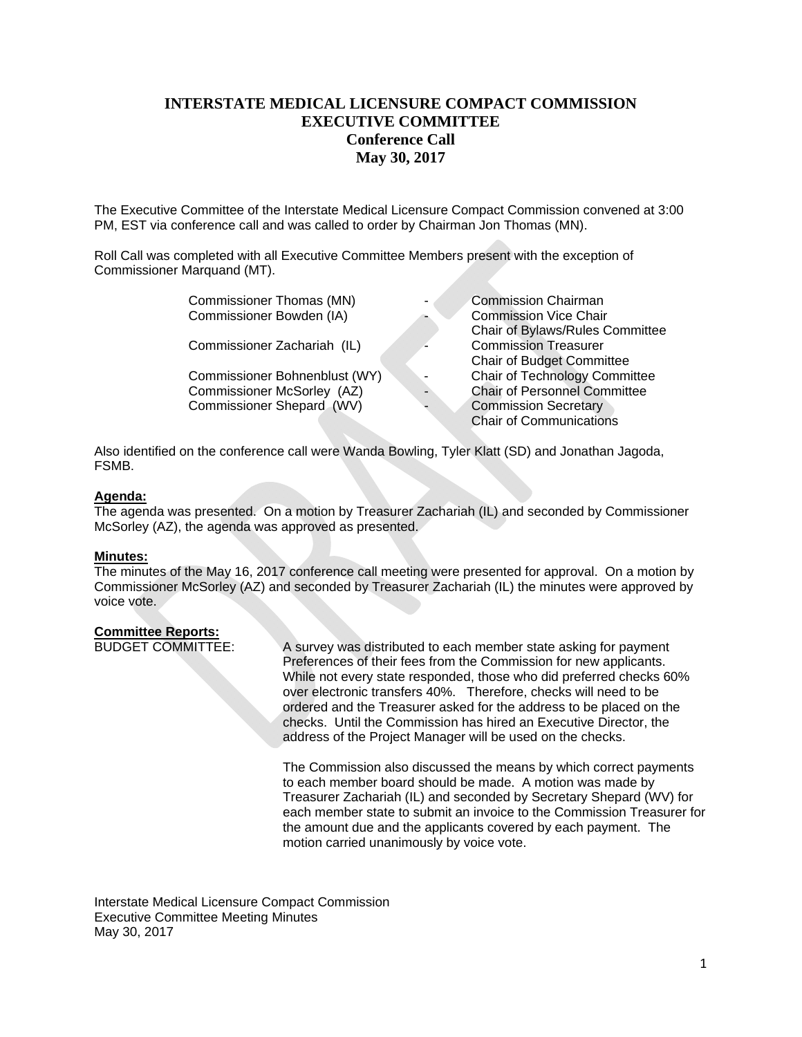# INTERSTATE MEDICAL LICENSURE COMPACT COMMISSION
## EXECUTIVE COMMITTEE
### Conference Call
### May 30, 2017

The Executive Committee of the Interstate Medical Licensure Compact Commission convened at 3:00 PM, EST via conference call and was called to order by Chairman Jon Thomas (MN).

Roll Call was completed with all Executive Committee Members present with the exception of Commissioner Marquand (MT).

| | | |
|---|---|---|
| Commissioner Thomas (MN) | - | Commission Chairman |
| Commissioner Bowden (IA) | - | Commission Vice Chair<br>Chair of Bylaws/Rules Committee |
| Commissioner Zachariah (IL) | - | Commission Treasurer<br>Chair of Budget Committee |
| Commissioner Bohnenblust (WY) | - | Chair of Technology Committee |
| Commissioner McSorley (AZ) | - | Chair of Personnel Committee |
| Commissioner Shepard (WV) | - | Commission Secretary<br>Chair of Communications |

Also identified on the conference call were Wanda Bowling, Tyler Klatt (SD) and Jonathan Jagoda, FSMB.

**Agenda:**
The agenda was presented. On a motion by Treasurer Zachariah (IL) and seconded by Commissioner McSorley (AZ), the agenda was approved as presented.

**Minutes:**
The minutes of the May 16, 2017 conference call meeting were presented for approval. On a motion by Commissioner McSorley (AZ) and seconded by Treasurer Zachariah (IL) the minutes were approved by voice vote.

**Committee Reports:**

BUDGET COMMITTEE: A survey was distributed to each member state asking for payment Preferences of their fees from the Commission for new applicants. While not every state responded, those who did preferred checks 60% over electronic transfers 40%. Therefore, checks will need to be ordered and the Treasurer asked for the address to be placed on the checks. Until the Commission has hired an Executive Director, the address of the Project Manager will be used on the checks.

The Commission also discussed the means by which correct payments to each member board should be made. A motion was made by Treasurer Zachariah (IL) and seconded by Secretary Shepard (WV) for each member state to submit an invoice to the Commission Treasurer for the amount due and the applicants covered by each payment. The motion carried unanimously by voice vote.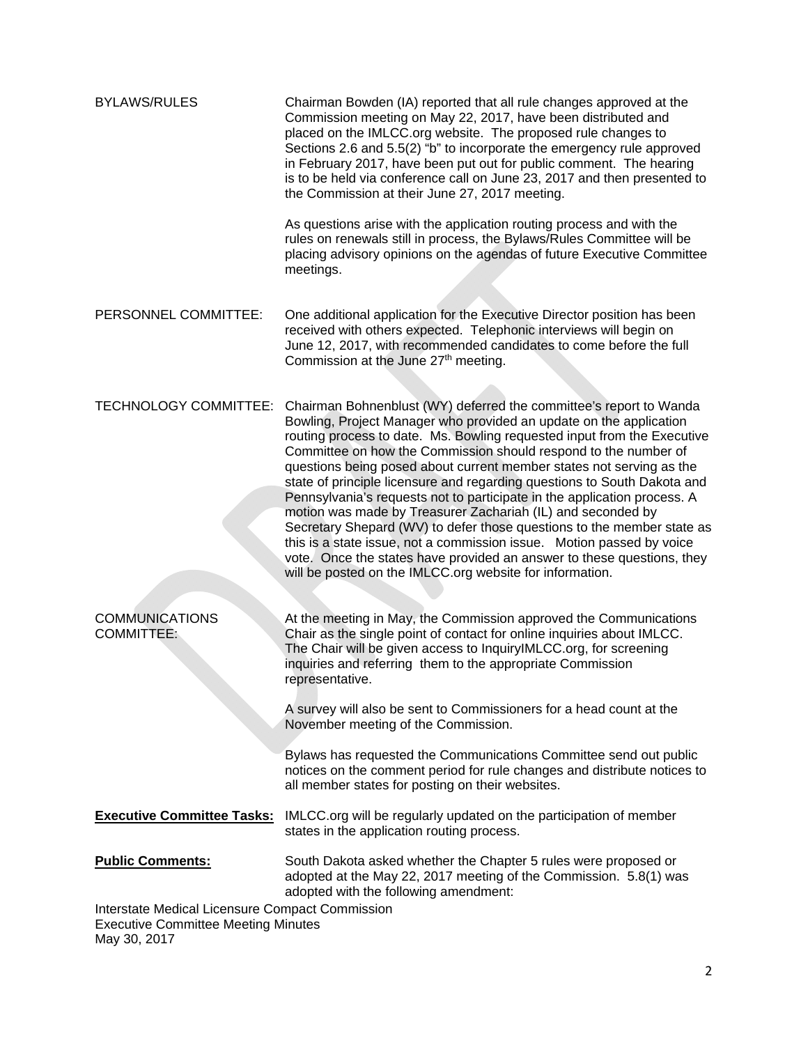**BYLAWS/RULES**

Chairman Bowden (IA) reported that all rule changes approved at the Commission meeting on May 22, 2017, have been distributed and placed on the IMLCC.org website. The proposed rule changes to Sections 2.6 and 5.5(2) "b" to incorporate the emergency rule approved in February 2017, have been put out for public comment. The hearing is to be held via conference call on June 23, 2017 and then presented to the Commission at their June 27, 2017 meeting.

As questions arise with the application routing process and with the rules on renewals still in process, the Bylaws/Rules Committee will be placing advisory opinions on the agendas of future Executive Committee meetings.

**PERSONNEL COMMITTEE:**

One additional application for the Executive Director position has been received with others expected. Telephonic interviews will begin on June 12, 2017, with recommended candidates to come before the full Commission at the June 27th meeting.

**TECHNOLOGY COMMITTEE:**

Chairman Bohnenblust (WY) deferred the committee's report to Wanda Bowling, Project Manager who provided an update on the application routing process to date. Ms. Bowling requested input from the Executive Committee on how the Commission should respond to the number of questions being posed about current member states not serving as the state of principle licensure and regarding questions to South Dakota and Pennsylvania's requests not to participate in the application process. A motion was made by Treasurer Zachariah (IL) and seconded by Secretary Shepard (WV) to defer those questions to the member state as this is a state issue, not a commission issue. Motion passed by voice vote. Once the states have provided an answer to these questions, they will be posted on the IMLCC.org website for information.

**COMMUNICATIONS COMMITTEE:**

At the meeting in May, the Commission approved the Communications Chair as the single point of contact for online inquiries about IMLCC. The Chair will be given access to InquiryIMLCC.org, for screening inquiries and referring them to the appropriate Commission representative.

A survey will also be sent to Commissioners for a head count at the November meeting of the Commission.

Bylaws has requested the Communications Committee send out public notices on the comment period for rule changes and distribute notices to all member states for posting on their websites.

**Executive Committee Tasks:**

IMLCC.org will be regularly updated on the participation of member states in the application routing process.

**Public Comments:**

South Dakota asked whether the Chapter 5 rules were proposed or adopted at the May 22, 2017 meeting of the Commission. 5.8(1) was adopted with the following amendment: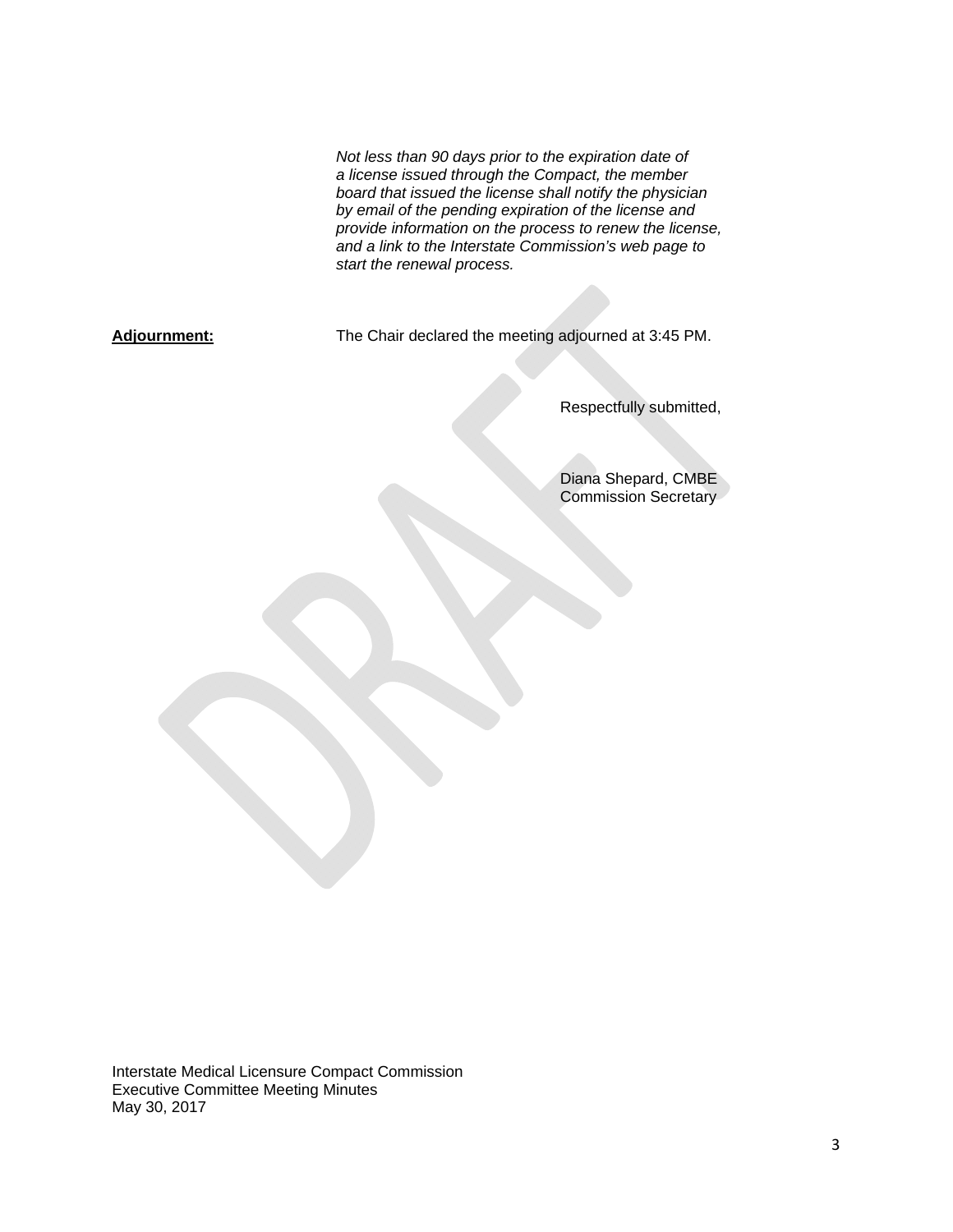*Not less than 90 days prior to the expiration date of a license issued through the Compact, the member board that issued the license shall notify the physician by email of the pending expiration of the license and provide information on the process to renew the license, and a link to the Interstate Commission's web page to start the renewal process.*

**Adjournment:** The Chair declared the meeting adjourned at 3:45 PM.

Respectfully submitted,

Diana Shepard, CMBE
Commission Secretary

DRAFT